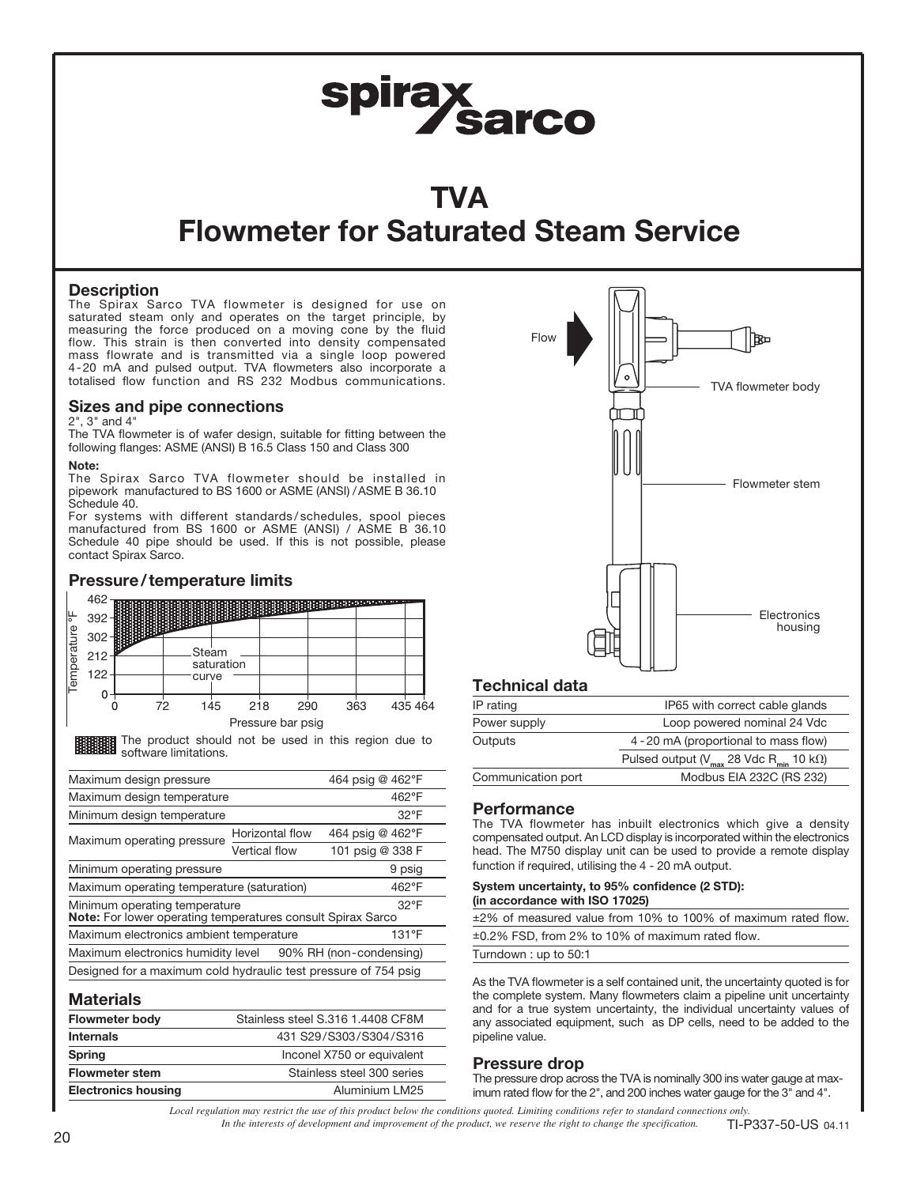# TVA
# Flowmeter for Saturated Steam Service

## Description

The Spirax Sarco TVA flowmeter is designed for use on saturated steam only and operates on the target principle, by measuring the force produced on a moving cone by the fluid flow. This strain is then converted into density compensated mass flowrate and is transmitted via a single loop powered 4-20 mA and pulsed output. TVA flowmeters also incorporate a totalised flow function and RS 232 Modbus communications.

## Sizes and pipe connections

2", 3" and 4"

The TVA flowmeter is of wafer design, suitable for fitting between the following flanges: ASME (ANSI) B 16.5 Class 150 and Class 300

**Note:**

The Spirax Sarco TVA flowmeter should be installed in pipework manufactured to BS 1600 or ASME (ANSI) / ASME B 36.10 Schedule 40.

For systems with different standards/schedules, spool pieces manufactured from BS 1600 or ASME (ANSI) / ASME B 36.10 Schedule 40 pipe should be used. If this is not possible, please contact Spirax Sarco.

## Pressure / temperature limits

The product should not be used in this region due to software limitations.

| | | |
|---|---|---|
| Maximum design pressure | | 464 psig @ 462°F |
| Maximum design temperature | | 462°F |
| Minimum design temperature | | 32°F |
| Maximum operating pressure | Horizontal flow | 464 psig @ 462°F |
| | Vertical flow | 101 psig @ 338 F |
| Minimum operating pressure | | 9 psig |
| Maximum operating temperature (saturation) | | 462°F |
| Minimum operating temperature<br>**Note:** For lower operating temperatures consult Spirax Sarco | | 32°F |
| Maximum electronics ambient temperature | | 131°F |
| Maximum electronics humidity level | | 90% RH (non-condensing) |
| Designed for a maximum cold hydraulic test pressure of 754 psig | | |

## Materials

| | |
|---|---|
| **Flowmeter body** | Stainless steel S.316 1.4408 CF8M |
| **Internals** | 431 S29/S303/S304/S316 |
| **Spring** | Inconel X750 or equivalent |
| **Flowmeter stem** | Stainless steel 300 series |
| **Electronics housing** | Aluminium LM25 |

## Technical data

| | |
|---|---|
| IP rating | IP65 with correct cable glands |
| Power supply | Loop powered nominal 24 Vdc |
| Outputs | 4 - 20 mA (proportional to mass flow) |
| | Pulsed output ($V_{max}$ 28 Vdc $R_{min}$ 10 kΩ) |
| Communication port | Modbus EIA 232C (RS 232) |

## Performance

The TVA flowmeter has inbuilt electronics which give a density compensated output. An LCD display is incorporated within the electronics head. The M750 display unit can be used to provide a remote display function if required, utilising the 4 - 20 mA output.

**System uncertainty, to 95% confidence (2 STD):**
**(in accordance with ISO 17025)**

| |
|---|
| ±2% of measured value from 10% to 100% of maximum rated flow. |
| ±0.2% FSD, from 2% to 10% of maximum rated flow. |
| Turndown : up to 50:1 |

As the TVA flowmeter is a self contained unit, the uncertainty quoted is for the complete system. Many flowmeters claim a pipeline unit uncertainty and for a true system uncertainty, the individual uncertainty values of any associated equipment, such as DP cells, need to be added to the pipeline value.

## Pressure drop

The pressure drop across the TVA is nominally 300 ins water gauge at maximum rated flow for the 2", and 200 inches water gauge for the 3" and 4".

*Local regulation may restrict the use of this product below the conditions quoted. Limiting conditions refer to standard connections only.*
*In the interests of development and improvement of the product, we reserve the right to change the specification.*

TI-P337-50-US 04.11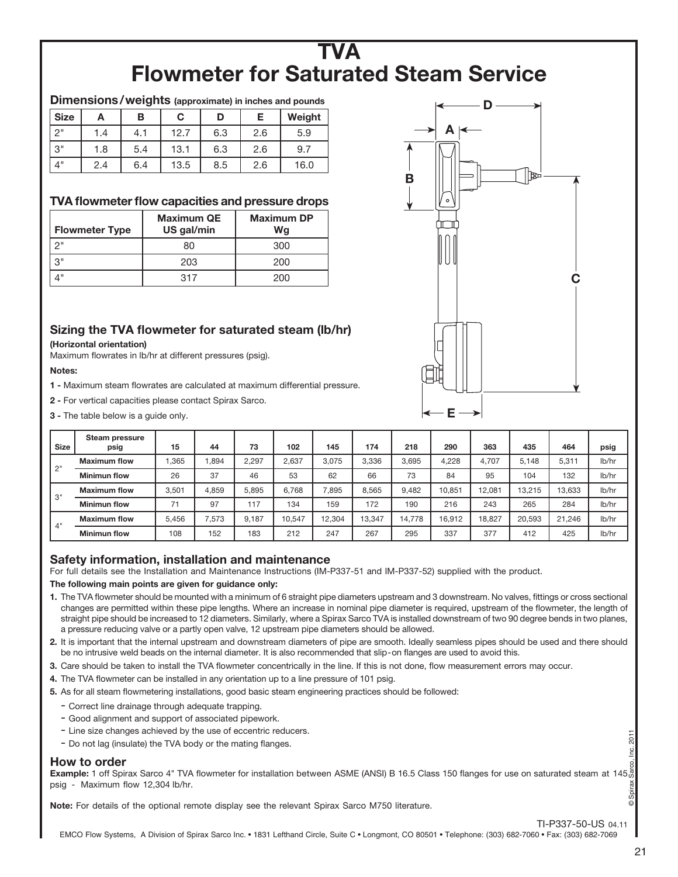# TVA
# Flowmeter for Saturated Steam Service

### Dimensions/weights (approximate) in inches and pounds

| Size | A | B | C | D | E | Weight |
|---|---|---|---|---|---|---|
| 2" | 1.4 | 4.1 | 12.7 | 6.3 | 2.6 | 5.9 |
| 3" | 1.8 | 5.4 | 13.1 | 6.3 | 2.6 | 9.7 |
| 4" | 2.4 | 6.4 | 13.5 | 8.5 | 2.6 | 16.0 |

D

A

B

C

E

### TVA flowmeter flow capacities and pressure drops

| Flowmeter Type | Maximum QE US gal/min | Maximum DP Wg |
|---|---|---|
| 2" | 80 | 300 |
| 3" | 203 | 200 |
| 4" | 317 | 200 |

### Sizing the TVA flowmeter for saturated steam (lb/hr)

**(Horizontal orientation)**

Maximum flowrates in lb/hr at different pressures (psig).

**Notes:**

**1 -** Maximum steam flowrates are calculated at maximum differential pressure.

**2 -** For vertical capacities please contact Spirax Sarco.

**3 -** The table below is a guide only.

| Size | Steam pressure psig | 15 | 44 | 73 | 102 | 145 | 174 | 218 | 290 | 363 | 435 | 464 | psig |
|---|---|---|---|---|---|---|---|---|---|---|---|---|---|
| 2" | Maximum flow | 1,365 | 1,894 | 2,297 | 2,637 | 3,075 | 3,336 | 3,695 | 4,228 | 4,707 | 5,148 | 5,311 | lb/hr |
| | Minimun flow | 26 | 37 | 46 | 53 | 62 | 66 | 73 | 84 | 95 | 104 | 132 | lb/hr |
| 3" | Maximum flow | 3,501 | 4,859 | 5,895 | 6,768 | 7,895 | 8,565 | 9,482 | 10,851 | 12,081 | 13,215 | 13,633 | lb/hr |
| | Minimun flow | 71 | 97 | 117 | 134 | 159 | 172 | 190 | 216 | 243 | 265 | 284 | lb/hr |
| 4" | Maximum flow | 5,456 | 7,573 | 9,187 | 10,547 | 12,304 | 13,347 | 14,778 | 16,912 | 18,827 | 20,593 | 21,246 | lb/hr |
| | Minimun flow | 108 | 152 | 183 | 212 | 247 | 267 | 295 | 337 | 377 | 412 | 425 | lb/hr |

### Safety information, installation and maintenance

For full details see the Installation and Maintenance Instructions (IM-P337-51 and IM-P337-52) supplied with the product.

**The following main points are given for guidance only:**

1. The TVA flowmeter should be mounted with a minimum of 6 straight pipe diameters upstream and 3 downstream. No valves, fittings or cross sectional changes are permitted within these pipe lengths. Where an increase in nominal pipe diameter is required, upstream of the flowmeter, the length of straight pipe should be increased to 12 diameters. Similarly, where a Spirax Sarco TVA is installed downstream of two 90 degree bends in two planes, a pressure reducing valve or a partly open valve, 12 upstream pipe diameters should be allowed.
2. It is important that the internal upstream and downstream diameters of pipe are smooth. Ideally seamless pipes should be used and there should be no intrusive weld beads on the internal diameter. It is also recommended that slip-on flanges are used to avoid this.
3. Care should be taken to install the TVA flowmeter concentrically in the line. If this is not done, flow measurement errors may occur.
4. The TVA flowmeter can be installed in any orientation up to a line pressure of 101 psig.
5. As for all steam flowmetering installations, good basic steam engineering practices should be followed:
   - Correct line drainage through adequate trapping.
   - Good alignment and support of associated pipework.
   - Line size changes achieved by the use of eccentric reducers.
   - Do not lag (insulate) the TVA body or the mating flanges.

### How to order

**Example:** 1 off Spirax Sarco 4" TVA flowmeter for installation between ASME (ANSI) B 16.5 Class 150 flanges for use on saturated steam at 145 psig - Maximum flow 12,304 lb/hr.

**Note:** For details of the optional remote display see the relevant Spirax Sarco M750 literature.

© Spirax Sarco, Inc. 2011

TI-P337-50-US 04.11

EMCO Flow Systems, A Division of Spirax Sarco Inc. • 1831 Lefthand Circle, Suite C • Longmont, CO 80501 • Telephone: (303) 682-7060 • Fax: (303) 682-7069